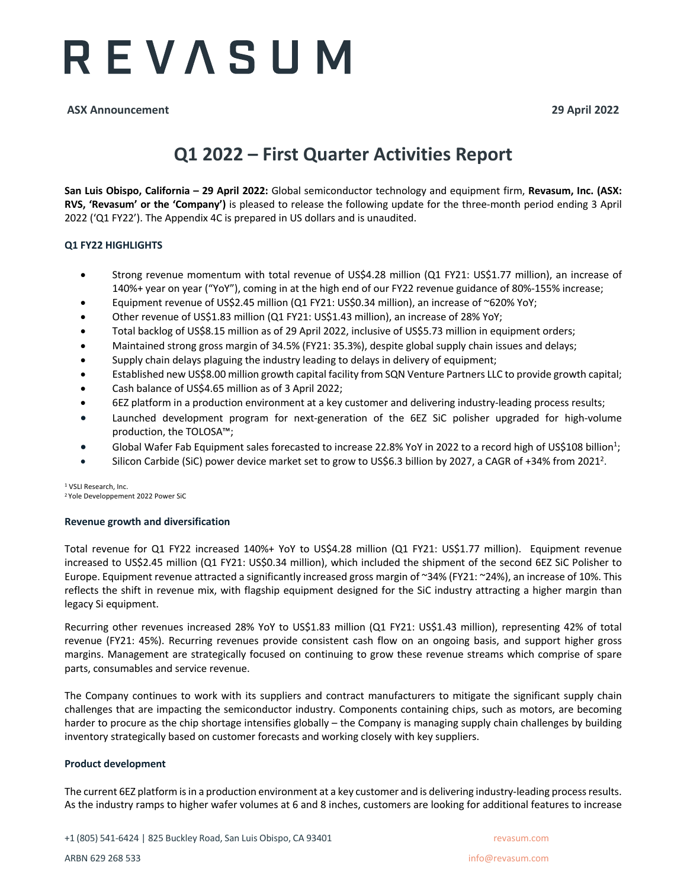# REVASUM

**ASX Announcement** **29 April 2022**

## Q1 2022 – First Quarter Activities Report

**San Luis Obispo, California – 29 April 2022:** Global semiconductor technology and equipment firm, **Revasum, Inc. (ASX: RVS, 'Revasum' or the 'Company')** is pleased to release the following update for the three-month period ending 3 April 2022 ('Q1 FY22'). The Appendix 4C is prepared in US dollars and is unaudited.

### Q1 FY22 HIGHLIGHTS

- Strong revenue momentum with total revenue of US$4.28 million (Q1 FY21: US$1.77 million), an increase of 140%+ year on year ("YoY"), coming in at the high end of our FY22 revenue guidance of 80%-155% increase;
- Equipment revenue of US$2.45 million (Q1 FY21: US$0.34 million), an increase of ~620% YoY;
- Other revenue of US$1.83 million (Q1 FY21: US$1.43 million), an increase of 28% YoY;
- Total backlog of US$8.15 million as of 29 April 2022, inclusive of US$5.73 million in equipment orders;
- Maintained strong gross margin of 34.5% (FY21: 35.3%), despite global supply chain issues and delays;
- Supply chain delays plaguing the industry leading to delays in delivery of equipment;
- Established new US$8.00 million growth capital facility from SQN Venture Partners LLC to provide growth capital;
- Cash balance of US$4.65 million as of 3 April 2022;
- 6EZ platform in a production environment at a key customer and delivering industry-leading process results;
- Launched development program for next-generation of the 6EZ SiC polisher upgraded for high-volume production, the TOLOSA™;
- Global Wafer Fab Equipment sales forecasted to increase 22.8% YoY in 2022 to a record high of US$108 billion[1];
- Silicon Carbide (SiC) power device market set to grow to US$6.3 billion by 2027, a CAGR of +34% from 2021[2].

[1] VSLI Research, Inc.
[2] Yole Developpement 2022 Power SiC

### Revenue growth and diversification

Total revenue for Q1 FY22 increased 140%+ YoY to US$4.28 million (Q1 FY21: US$1.77 million). Equipment revenue increased to US$2.45 million (Q1 FY21: US$0.34 million), which included the shipment of the second 6EZ SiC Polisher to Europe. Equipment revenue attracted a significantly increased gross margin of ~34% (FY21: ~24%), an increase of 10%. This reflects the shift in revenue mix, with flagship equipment designed for the SiC industry attracting a higher margin than legacy Si equipment.

Recurring other revenues increased 28% YoY to US$1.83 million (Q1 FY21: US$1.43 million), representing 42% of total revenue (FY21: 45%). Recurring revenues provide consistent cash flow on an ongoing basis, and support higher gross margins. Management are strategically focused on continuing to grow these revenue streams which comprise of spare parts, consumables and service revenue.

The Company continues to work with its suppliers and contract manufacturers to mitigate the significant supply chain challenges that are impacting the semiconductor industry. Components containing chips, such as motors, are becoming harder to procure as the chip shortage intensifies globally – the Company is managing supply chain challenges by building inventory strategically based on customer forecasts and working closely with key suppliers.

### Product development

The current 6EZ platform is in a production environment at a key customer and is delivering industry-leading process results. As the industry ramps to higher wafer volumes at 6 and 8 inches, customers are looking for additional features to increase

+1 (805) 541-6424 | 825 Buckley Road, San Luis Obispo, CA 93401 revasum.com

ARBN 629 268 533 info@revasum.com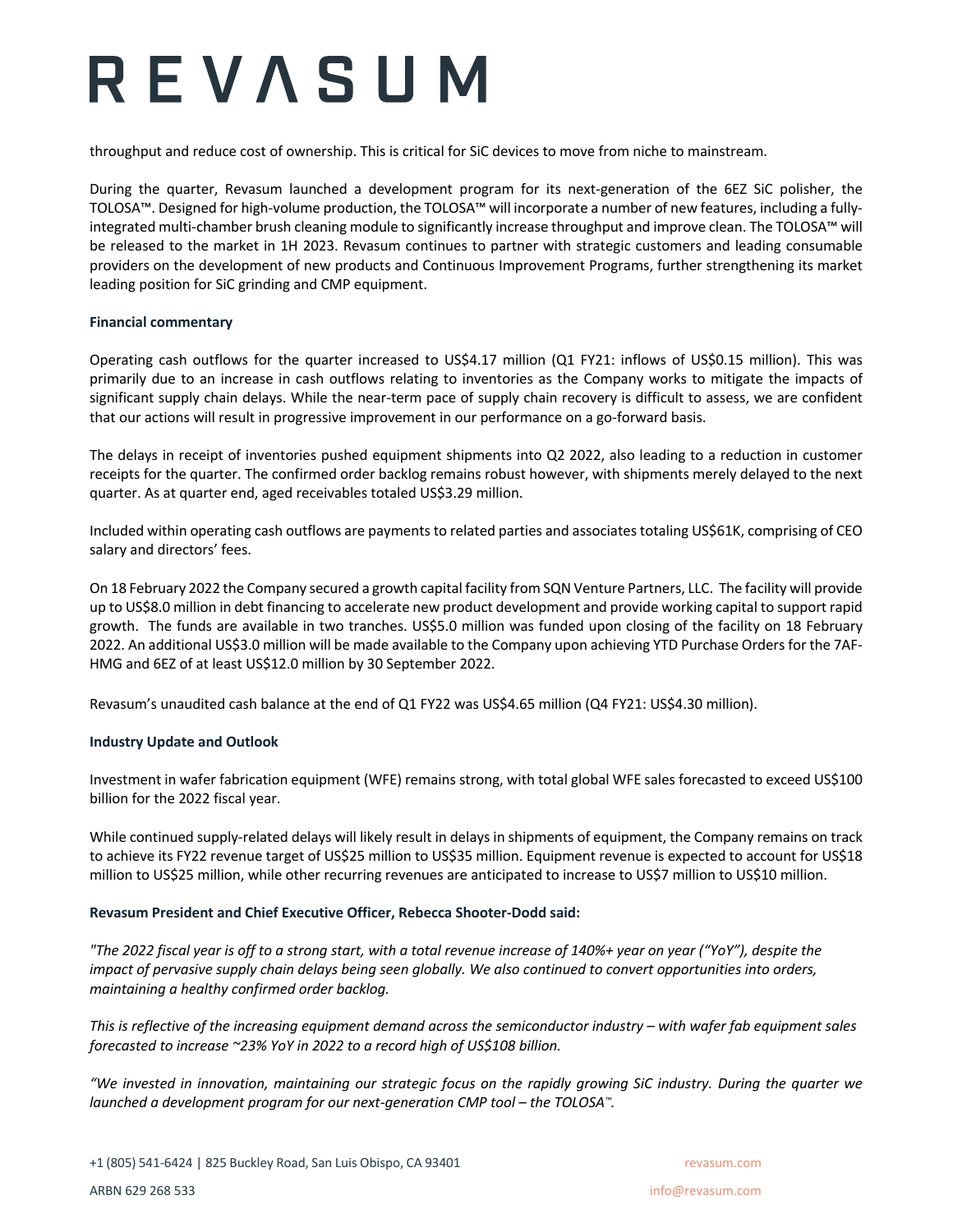throughput and reduce cost of ownership. This is critical for SiC devices to move from niche to mainstream.

During the quarter, Revasum launched a development program for its next-generation of the 6EZ SiC polisher, the TOLOSA™. Designed for high-volume production, the TOLOSA™ will incorporate a number of new features, including a fully-integrated multi-chamber brush cleaning module to significantly increase throughput and improve clean. The TOLOSA™ will be released to the market in 1H 2023. Revasum continues to partner with strategic customers and leading consumable providers on the development of new products and Continuous Improvement Programs, further strengthening its market leading position for SiC grinding and CMP equipment.

**Financial commentary**

Operating cash outflows for the quarter increased to US$4.17 million (Q1 FY21: inflows of US$0.15 million). This was primarily due to an increase in cash outflows relating to inventories as the Company works to mitigate the impacts of significant supply chain delays. While the near-term pace of supply chain recovery is difficult to assess, we are confident that our actions will result in progressive improvement in our performance on a go-forward basis.

The delays in receipt of inventories pushed equipment shipments into Q2 2022, also leading to a reduction in customer receipts for the quarter. The confirmed order backlog remains robust however, with shipments merely delayed to the next quarter. As at quarter end, aged receivables totaled US$3.29 million.

Included within operating cash outflows are payments to related parties and associates totaling US$61K, comprising of CEO salary and directors' fees.

On 18 February 2022 the Company secured a growth capital facility from SQN Venture Partners, LLC. The facility will provide up to US$8.0 million in debt financing to accelerate new product development and provide working capital to support rapid growth. The funds are available in two tranches. US$5.0 million was funded upon closing of the facility on 18 February 2022. An additional US$3.0 million will be made available to the Company upon achieving YTD Purchase Orders for the 7AF-HMG and 6EZ of at least US$12.0 million by 30 September 2022.

Revasum's unaudited cash balance at the end of Q1 FY22 was US$4.65 million (Q4 FY21: US$4.30 million).

**Industry Update and Outlook**

Investment in wafer fabrication equipment (WFE) remains strong, with total global WFE sales forecasted to exceed US$100 billion for the 2022 fiscal year.

While continued supply-related delays will likely result in delays in shipments of equipment, the Company remains on track to achieve its FY22 revenue target of US$25 million to US$35 million. Equipment revenue is expected to account for US$18 million to US$25 million, while other recurring revenues are anticipated to increase to US$7 million to US$10 million.

**Revasum President and Chief Executive Officer, Rebecca Shooter-Dodd said:**

*"The 2022 fiscal year is off to a strong start, with a total revenue increase of 140%+ year on year ("YoY"), despite the impact of pervasive supply chain delays being seen globally. We also continued to convert opportunities into orders, maintaining a healthy confirmed order backlog.*

*This is reflective of the increasing equipment demand across the semiconductor industry – with wafer fab equipment sales forecasted to increase ~23% YoY in 2022 to a record high of US$108 billion.*

*"We invested in innovation, maintaining our strategic focus on the rapidly growing SiC industry. During the quarter we launched a development program for our next-generation CMP tool – the TOLOSA™.*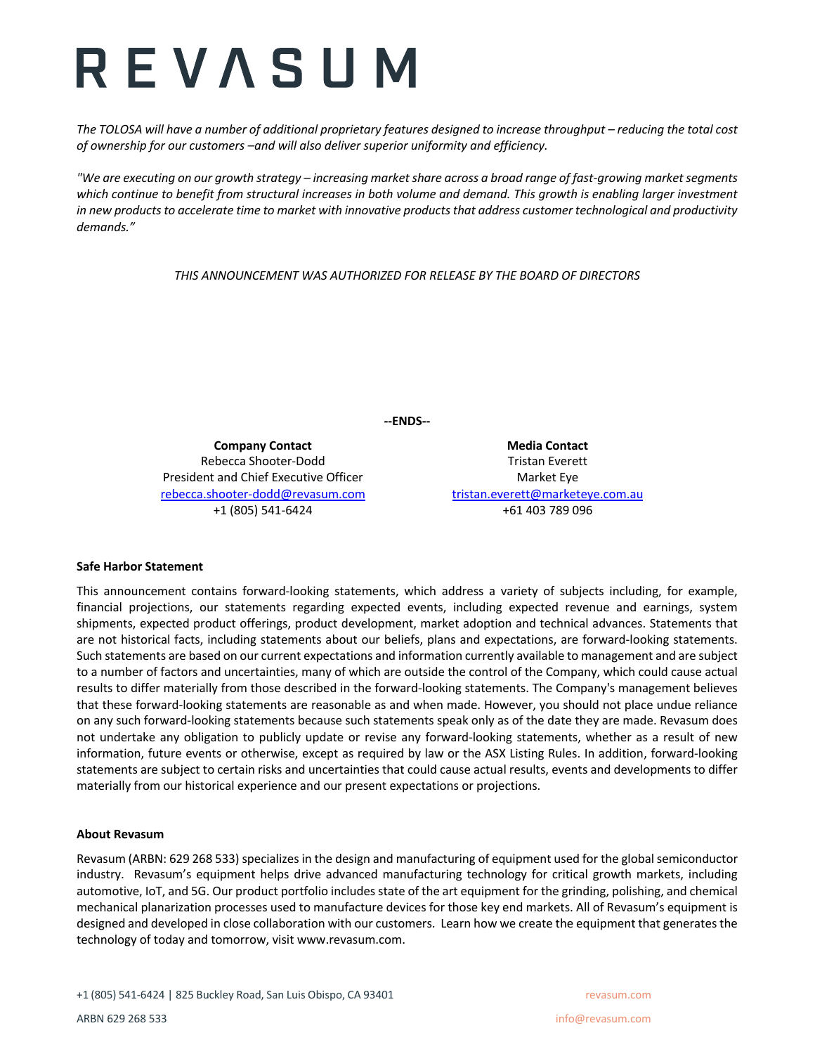*The TOLOSA will have a number of additional proprietary features designed to increase throughput – reducing the total cost of ownership for our customers –and will also deliver superior uniformity and efficiency.*

*"We are executing on our growth strategy – increasing market share across a broad range of fast-growing market segments which continue to benefit from structural increases in both volume and demand. This growth is enabling larger investment in new products to accelerate time to market with innovative products that address customer technological and productivity demands."*

*THIS ANNOUNCEMENT WAS AUTHORIZED FOR RELEASE BY THE BOARD OF DIRECTORS*

**--ENDS--**

**Company Contact**
Rebecca Shooter-Dodd
President and Chief Executive Officer
rebecca.shooter-dodd@revasum.com
+1 (805) 541-6424

**Media Contact**
Tristan Everett
Market Eye
tristan.everett@marketeye.com.au
+61 403 789 096

**Safe Harbor Statement**

This announcement contains forward-looking statements, which address a variety of subjects including, for example, financial projections, our statements regarding expected events, including expected revenue and earnings, system shipments, expected product offerings, product development, market adoption and technical advances. Statements that are not historical facts, including statements about our beliefs, plans and expectations, are forward-looking statements. Such statements are based on our current expectations and information currently available to management and are subject to a number of factors and uncertainties, many of which are outside the control of the Company, which could cause actual results to differ materially from those described in the forward-looking statements. The Company's management believes that these forward-looking statements are reasonable as and when made. However, you should not place undue reliance on any such forward-looking statements because such statements speak only as of the date they are made. Revasum does not undertake any obligation to publicly update or revise any forward-looking statements, whether as a result of new information, future events or otherwise, except as required by law or the ASX Listing Rules. In addition, forward-looking statements are subject to certain risks and uncertainties that could cause actual results, events and developments to differ materially from our historical experience and our present expectations or projections.

**About Revasum**

Revasum (ARBN: 629 268 533) specializes in the design and manufacturing of equipment used for the global semiconductor industry. Revasum's equipment helps drive advanced manufacturing technology for critical growth markets, including automotive, IoT, and 5G. Our product portfolio includes state of the art equipment for the grinding, polishing, and chemical mechanical planarization processes used to manufacture devices for those key end markets. All of Revasum's equipment is designed and developed in close collaboration with our customers. Learn how we create the equipment that generates the technology of today and tomorrow, visit www.revasum.com.